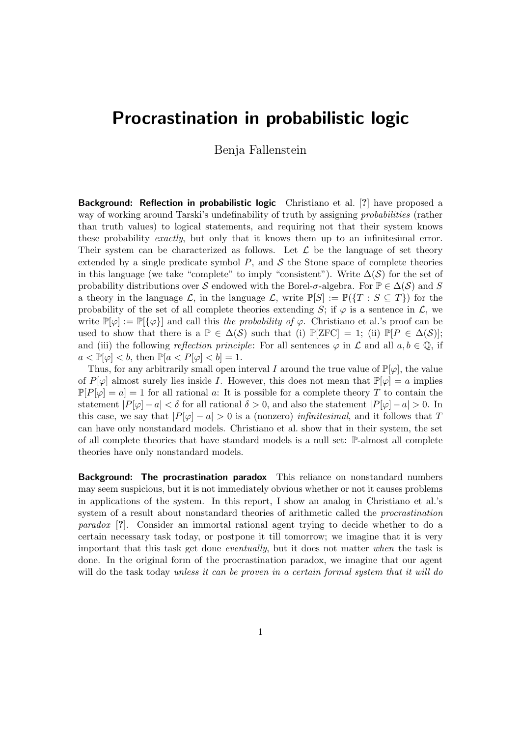# Procrastination in probabilistic logic

Benja Fallenstein

**Background: Reflection in probabilistic logic** Christiano et al. [?] have proposed a way of working around Tarski's undefinability of truth by assigning *probabilities* (rather than truth values) to logical statements, and requiring not that their system knows these probability *exactly*, but only that it knows them up to an infinitesimal error. Their system can be characterized as follows. Let $\mathcal{L}$ be the language of set theory extended by a single predicate symbol $P$, and $\mathcal{S}$ the Stone space of complete theories in this language (we take "complete" to imply "consistent"). Write $\Delta(\mathcal{S})$ for the set of probability distributions over $\mathcal{S}$ endowed with the Borel-$\sigma$-algebra. For $\mathbb{P} \in \Delta(\mathcal{S})$ and $S$ a theory in the language $\mathcal{L}$, in the language $\mathcal{L}$, write $\mathbb{P}[S] := \mathbb{P}(\{T : S \subseteq T\})$ for the probability of the set of all complete theories extending $S$; if $\varphi$ is a sentence in $\mathcal{L}$, we write $\mathbb{P}[\varphi] := \mathbb{P}[\{\varphi\}]$ and call this *the probability of* $\varphi$. Christiano et al.'s proof can be used to show that there is a $\mathbb{P} \in \Delta(\mathcal{S})$ such that (i) $\mathbb{P}[\text{ZFC}] = 1$; (ii) $\mathbb{P}[P \in \Delta(\mathcal{S})]$; and (iii) the following *reflection principle*: For all sentences $\varphi$ in $\mathcal{L}$ and all $a, b \in \mathbb{Q}$, if $a < \mathbb{P}[\varphi] < b$, then $\mathbb{P}[a < P[\varphi] < b] = 1$.

Thus, for any arbitrarily small open interval $I$ around the true value of $\mathbb{P}[\varphi]$, the value of $P[\varphi]$ almost surely lies inside $I$. However, this does not mean that $\mathbb{P}[\varphi] = a$ implies $\mathbb{P}[P[\varphi] = a] = 1$ for all rational $a$: It is possible for a complete theory $T$ to contain the statement $|P[\varphi] - a| < \delta$ for all rational $\delta > 0$, and also the statement $|P[\varphi] - a| > 0$. In this case, we say that $|P[\varphi] - a| > 0$ is a (nonzero) *infinitesimal*, and it follows that $T$ can have only nonstandard models. Christiano et al. show that in their system, the set of all complete theories that have standard models is a null set: $\mathbb{P}$-almost all complete theories have only nonstandard models.

**Background: The procrastination paradox** This reliance on nonstandard numbers may seem suspicious, but it is not immediately obvious whether or not it causes problems in applications of the system. In this report, I show an analog in Christiano et al.'s system of a result about nonstandard theories of arithmetic called the *procrastination paradox* [?]. Consider an immortal rational agent trying to decide whether to do a certain necessary task today, or postpone it till tomorrow; we imagine that it is very important that this task get done *eventually*, but it does not matter *when* the task is done. In the original form of the procrastination paradox, we imagine that our agent will do the task today *unless it can be proven in a certain formal system that it will do*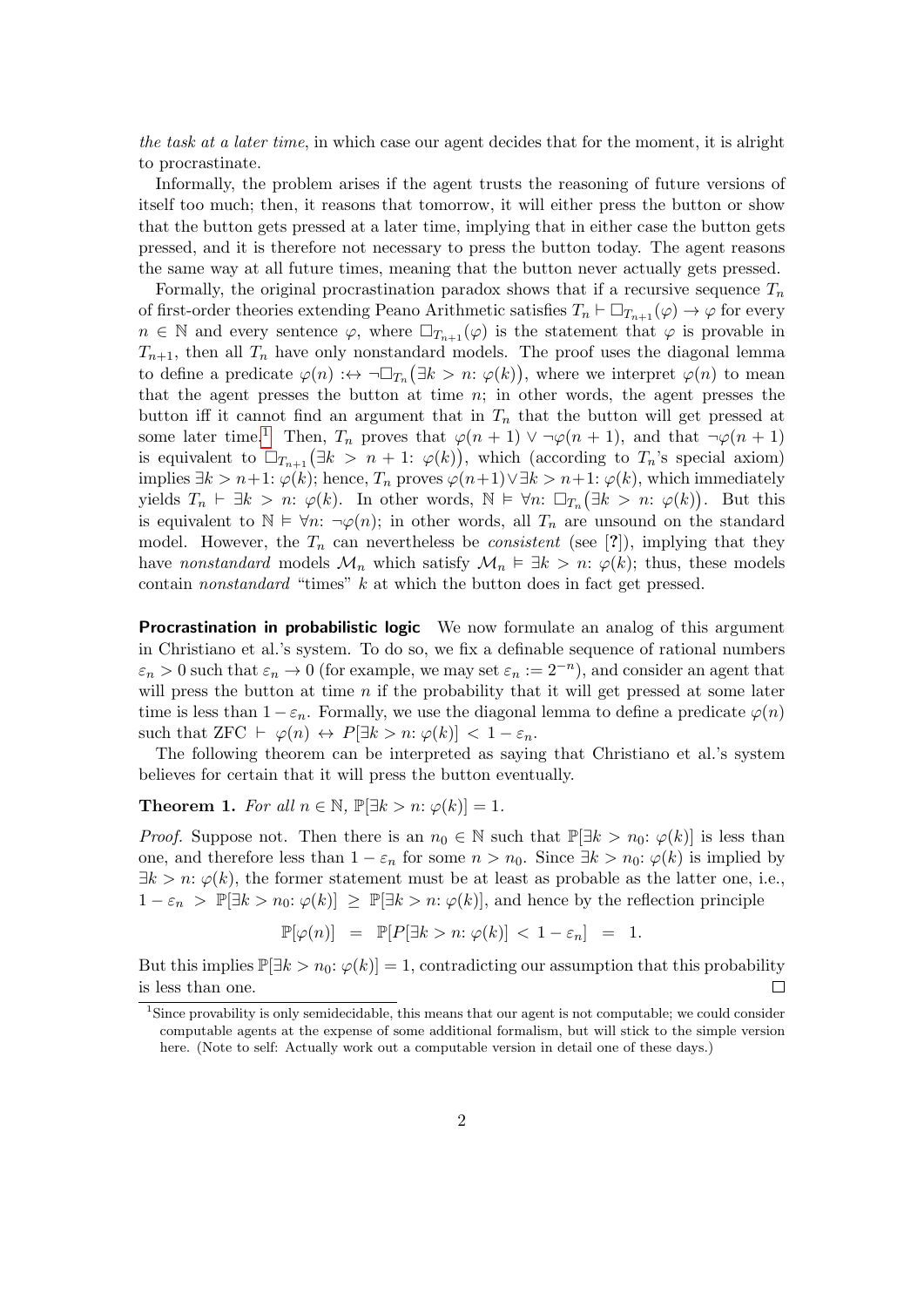*the task at a later time*, in which case our agent decides that for the moment, it is alright to procrastinate.

Informally, the problem arises if the agent trusts the reasoning of future versions of itself too much; then, it reasons that tomorrow, it will either press the button or show that the button gets pressed at a later time, implying that in either case the button gets pressed, and it is therefore not necessary to press the button today. The agent reasons the same way at all future times, meaning that the button never actually gets pressed.

Formally, the original procrastination paradox shows that if a recursive sequence $T_n$ of first-order theories extending Peano Arithmetic satisfies $T_n \vdash \Box_{T_{n+1}}(\varphi) \to \varphi$ for every $n \in \mathbb{N}$ and every sentence $\varphi$, where $\Box_{T_{n+1}}(\varphi)$ is the statement that $\varphi$ is provable in $T_{n+1}$, then all $T_n$ have only nonstandard models. The proof uses the diagonal lemma to define a predicate $\varphi(n) :\leftrightarrow \neg\Box_{T_n}\big(\exists k > n\colon \varphi(k)\big)$, where we interpret $\varphi(n)$ to mean that the agent presses the button at time $n$; in other words, the agent presses the button iff it cannot find an argument that in $T_n$ that the button will get pressed at some later time.[1] Then, $T_n$ proves that $\varphi(n+1) \vee \neg\varphi(n+1)$, and that $\neg\varphi(n+1)$ is equivalent to $\Box_{T_{n+1}}\big(\exists k > n+1\colon \varphi(k)\big)$, which (according to $T_n$'s special axiom) implies $\exists k > n+1\colon \varphi(k)$; hence, $T_n$ proves $\varphi(n+1) \vee \exists k > n+1\colon \varphi(k)$, which immediately yields $T_n \vdash \exists k > n\colon \varphi(k)$. In other words, $\mathbb{N} \vDash \forall n\colon \Box_{T_n}\big(\exists k > n\colon \varphi(k)\big)$. But this is equivalent to $\mathbb{N} \vDash \forall n\colon \neg\varphi(n)$; in other words, all $T_n$ are unsound on the standard model. However, the $T_n$ can nevertheless be *consistent* (see [?]), implying that they have *nonstandard* models $\mathcal{M}_n$ which satisfy $\mathcal{M}_n \vDash \exists k > n\colon \varphi(k)$; thus, these models contain *nonstandard* "times" $k$ at which the button does in fact get pressed.

**Procrastination in probabilistic logic** We now formulate an analog of this argument in Christiano et al.'s system. To do so, we fix a definable sequence of rational numbers $\varepsilon_n > 0$ such that $\varepsilon_n \to 0$ (for example, we may set $\varepsilon_n := 2^{-n}$), and consider an agent that will press the button at time $n$ if the probability that it will get pressed at some later time is less than $1 - \varepsilon_n$. Formally, we use the diagonal lemma to define a predicate $\varphi(n)$ such that $\mathrm{ZFC} \vdash \varphi(n) \leftrightarrow P[\exists k > n\colon \varphi(k)] < 1 - \varepsilon_n$.

The following theorem can be interpreted as saying that Christiano et al.'s system believes for certain that it will press the button eventually.

**Theorem 1.** *For all $n \in \mathbb{N}$, $\mathbb{P}[\exists k > n\colon \varphi(k)] = 1$.*

*Proof.* Suppose not. Then there is an $n_0 \in \mathbb{N}$ such that $\mathbb{P}[\exists k > n_0\colon \varphi(k)]$ is less than one, and therefore less than $1 - \varepsilon_n$ for some $n > n_0$. Since $\exists k > n_0\colon \varphi(k)$ is implied by $\exists k > n\colon \varphi(k)$, the former statement must be at least as probable as the latter one, i.e., $1 - \varepsilon_n > \mathbb{P}[\exists k > n_0\colon \varphi(k)] \geq \mathbb{P}[\exists k > n\colon \varphi(k)]$, and hence by the reflection principle

$$\mathbb{P}[\varphi(n)] \;=\; \mathbb{P}[P[\exists k > n\colon \varphi(k)] < 1 - \varepsilon_n] \;=\; 1.$$

But this implies $\mathbb{P}[\exists k > n_0\colon \varphi(k)] = 1$, contradicting our assumption that this probability is less than one. □

[1] Since provability is only semidecidable, this means that our agent is not computable; we could consider computable agents at the expense of some additional formalism, but will stick to the simple version here. (Note to self: Actually work out a computable version in detail one of these days.)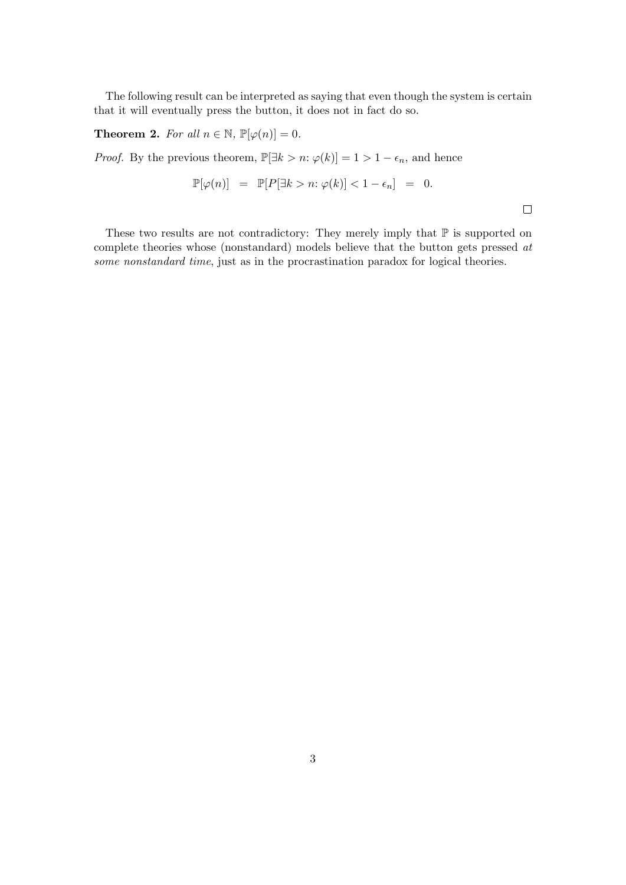The following result can be interpreted as saying that even though the system is certain that it will eventually press the button, it does not in fact do so.

**Theorem 2.** *For all $n \in \mathbb{N}$, $\mathbb{P}[\varphi(n)] = 0$.*

*Proof.* By the previous theorem, $\mathbb{P}[\exists k > n \colon \varphi(k)] = 1 > 1 - \epsilon_n$, and hence

$$\mathbb{P}[\varphi(n)] \;=\; \mathbb{P}[P[\exists k > n \colon \varphi(k)] < 1 - \epsilon_n] \;=\; 0.$$

□

These two results are not contradictory: They merely imply that $\mathbb{P}$ is supported on complete theories whose (nonstandard) models believe that the button gets pressed *at some nonstandard time*, just as in the procrastination paradox for logical theories.